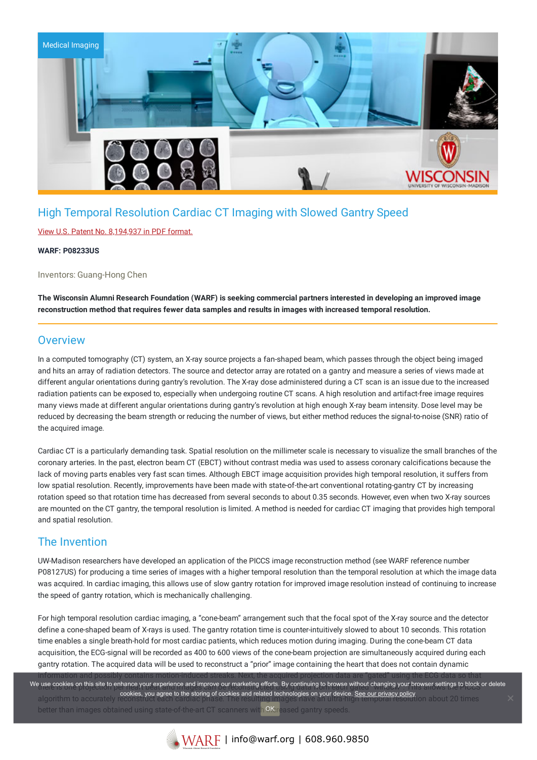Medical Imaging

# High Temporal Resolution Cardiac CT Imaging with Slowed Gantry Speed

View U.S. Patent No. 8,194,937 in PDF format.

**WARF: P08233US**

Inventors: Guang-Hong Chen

**The Wisconsin Alumni Research Foundation (WARF) is seeking commercial partners interested in developing an improved image reconstruction method that requires fewer data samples and results in images with increased temporal resolution.**

## Overview

In a computed tomography (CT) system, an X-ray source projects a fan-shaped beam, which passes through the object being imaged and hits an array of radiation detectors. The source and detector array are rotated on a gantry and measure a series of views made at different angular orientations during gantry's revolution. The X-ray dose administered during a CT scan is an issue due to the increased radiation patients can be exposed to, especially when undergoing routine CT scans. A high resolution and artifact-free image requires many views made at different angular orientations during gantry's revolution at high enough X-ray beam intensity. Dose level may be reduced by decreasing the beam strength or reducing the number of views, but either method reduces the signal-to-noise (SNR) ratio of the acquired image.

Cardiac CT is a particularly demanding task. Spatial resolution on the millimeter scale is necessary to visualize the small branches of the coronary arteries. In the past, electron beam CT (EBCT) without contrast media was used to assess coronary calcifications because the lack of moving parts enables very fast scan times. Although EBCT image acquisition provides high temporal resolution, it suffers from low spatial resolution. Recently, improvements have been made with state-of-the-art conventional rotating-gantry CT by increasing rotation speed so that rotation time has decreased from several seconds to about 0.35 seconds. However, even when two X-ray sources are mounted on the CT gantry, the temporal resolution is limited. A method is needed for cardiac CT imaging that provides high temporal and spatial resolution.

## The Invention

UW-Madison researchers have developed an application of the PICCS image reconstruction method (see WARF reference number P08127US) for producing a time series of images with a higher temporal resolution than the temporal resolution at which the image data was acquired. In cardiac imaging, this allows use of slow gantry rotation for improved image resolution instead of continuing to increase the speed of gantry rotation, which is mechanically challenging.

For high temporal resolution cardiac imaging, a "cone-beam" arrangement such that the focal spot of the X-ray source and the detector define a cone-shaped beam of X-rays is used. The gantry rotation time is counter-intuitively slowed to about 10 seconds. This rotation time enables a single breath-hold for most cardiac patients, which reduces motion during imaging. During the cone-beam CT data acquisition, the ECG-signal will be recorded as 400 to 600 views of the cone-beam projection are simultaneously acquired during each gantry rotation. The acquired data will be used to reconstruct a "prior" image containing the heart that does not contain dynamic information and possibly contains motion-induced streaks. Next, the acquired projection data are "gated" using the ECG data so that there is one projection [...] this allows the PICCS algorithm to accurately reconstruct each cardiac phase. The resulting images have an ultra-high temporal resolution about 20 times better than images obtained using state-of-the-art CT scanners with [in]creased gantry speeds.

We use cookies on this site to enhance your experience and improve our marketing efforts. By continuing to browse without changing your browser settings to block or delete cookies, you agree to the storing of cookies and related technologies on your device. See our privacy policy

OK

WARF | info@warf.org | 608.960.9850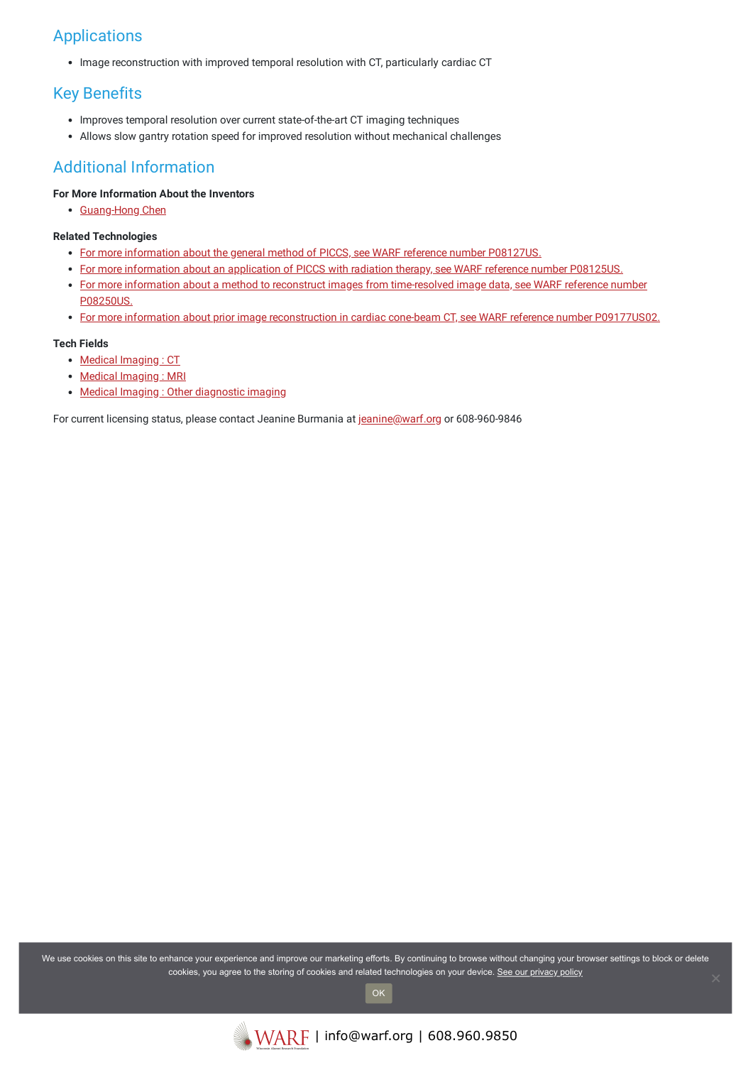## Applications

- Image reconstruction with improved temporal resolution with CT, particularly cardiac CT

## Key Benefits

- Improves temporal resolution over current state-of-the-art CT imaging techniques
- Allows slow gantry rotation speed for improved resolution without mechanical challenges

## Additional Information

**For More Information About the Inventors**

- Guang-Hong Chen

**Related Technologies**

- For more information about the general method of PICCS, see WARF reference number P08127US.
- For more information about an application of PICCS with radiation therapy, see WARF reference number P08125US.
- For more information about a method to reconstruct images from time-resolved image data, see WARF reference number P08250US.
- For more information about prior image reconstruction in cardiac cone-beam CT, see WARF reference number P09177US02.

**Tech Fields**

- Medical Imaging : CT
- Medical Imaging : MRI
- Medical Imaging : Other diagnostic imaging

For current licensing status, please contact Jeanine Burmania at jeanine@warf.org or 608-960-9846